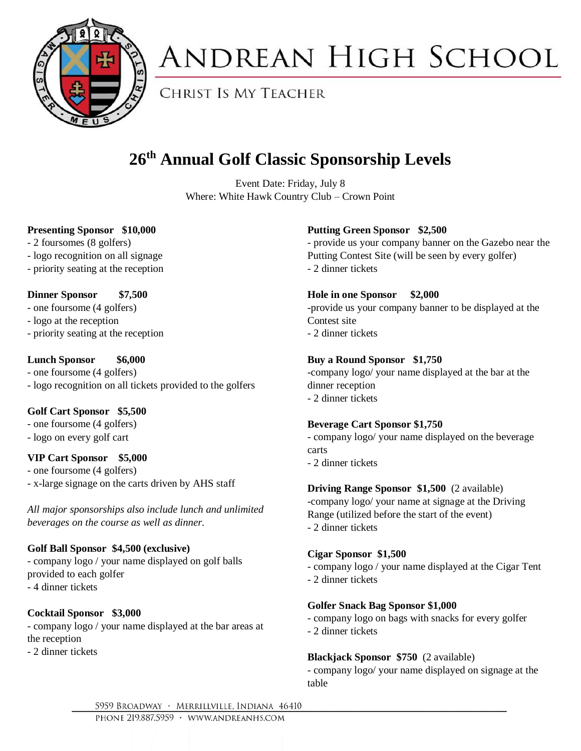# Andrean High School

Christ Is My Teacher

## 26th Annual Golf Classic Sponsorship Levels

Event Date: Friday, July 8
Where: White Hawk Country Club – Crown Point

**Presenting Sponsor $10,000**
- 2 foursomes (8 golfers)
- logo recognition on all signage
- priority seating at the reception

**Dinner Sponsor $7,500**
- one foursome (4 golfers)
- logo at the reception
- priority seating at the reception

**Lunch Sponsor $6,000**
- one foursome (4 golfers)
- logo recognition on all tickets provided to the golfers

**Golf Cart Sponsor $5,500**
- one foursome (4 golfers)
- logo on every golf cart

**VIP Cart Sponsor $5,000**
- one foursome (4 golfers)
- x-large signage on the carts driven by AHS staff

*All major sponsorships also include lunch and unlimited beverages on the course as well as dinner.*

**Golf Ball Sponsor $4,500 (exclusive)**
- company logo / your name displayed on golf balls provided to each golfer
- 4 dinner tickets

**Cocktail Sponsor $3,000**
- company logo / your name displayed at the bar areas at the reception
- 2 dinner tickets

**Putting Green Sponsor $2,500**
- provide us your company banner on the Gazebo near the Putting Contest Site (will be seen by every golfer)
- 2 dinner tickets

**Hole in one Sponsor $2,000**
- provide us your company banner to be displayed at the Contest site
- 2 dinner tickets

**Buy a Round Sponsor $1,750**
- company logo/ your name displayed at the bar at the dinner reception
- 2 dinner tickets

**Beverage Cart Sponsor $1,750**
- company logo/ your name displayed on the beverage carts
- 2 dinner tickets

**Driving Range Sponsor $1,500** (2 available)
- company logo/ your name at signage at the Driving Range (utilized before the start of the event)
- 2 dinner tickets

**Cigar Sponsor $1,500**
- company logo / your name displayed at the Cigar Tent
- 2 dinner tickets

**Golfer Snack Bag Sponsor $1,000**
- company logo on bags with snacks for every golfer
- 2 dinner tickets

**Blackjack Sponsor $750** (2 available)
- company logo/ your name displayed on signage at the table

5959 Broadway · Merrillville, Indiana 46410
Phone 219.887.5959 · www.andreanhs.com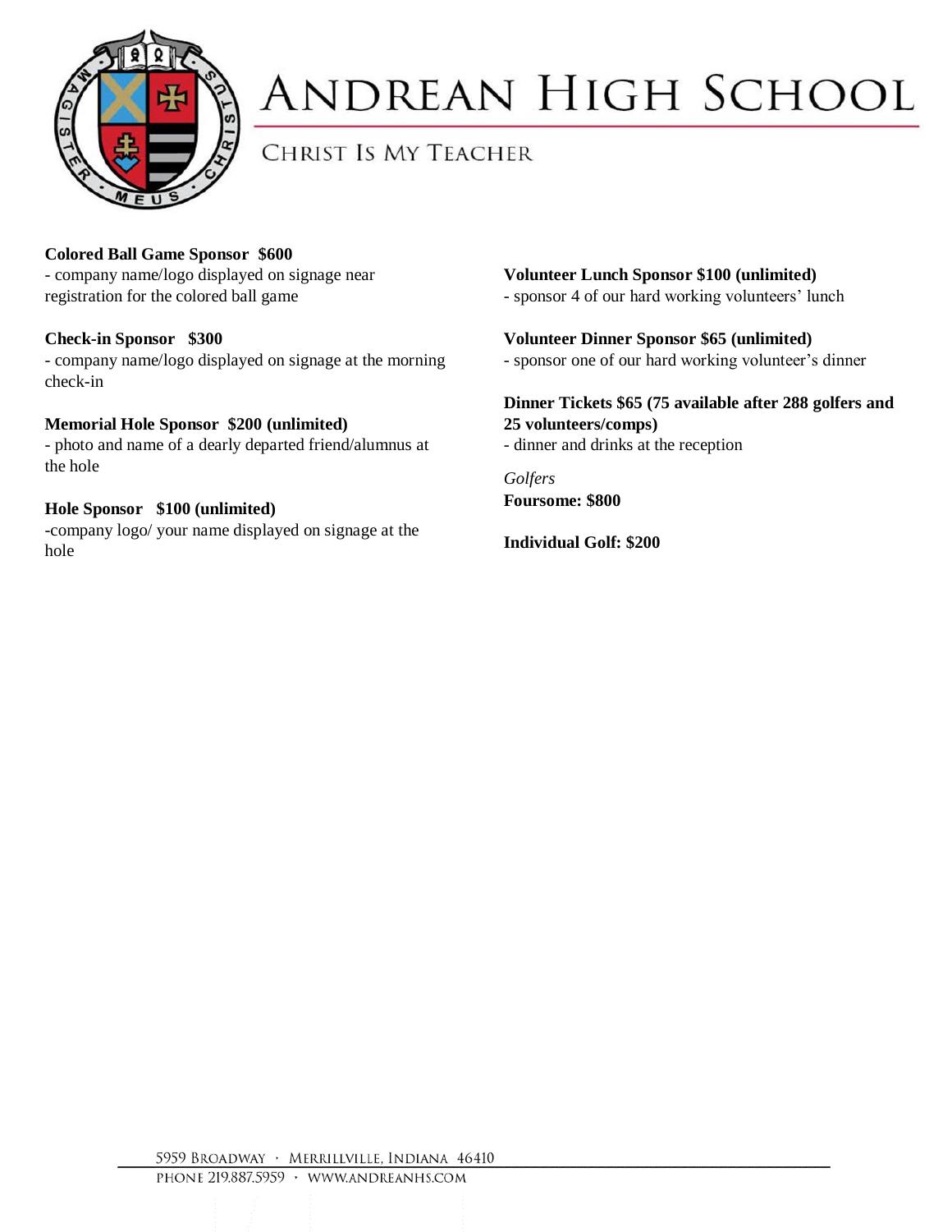# Andrean High School

Christ Is My Teacher

**Colored Ball Game Sponsor $600**
- company name/logo displayed on signage near registration for the colored ball game

**Check-in Sponsor $300**
- company name/logo displayed on signage at the morning check-in

**Memorial Hole Sponsor $200 (unlimited)**
- photo and name of a dearly departed friend/alumnus at the hole

**Hole Sponsor $100 (unlimited)**
-company logo/ your name displayed on signage at the hole

**Volunteer Lunch Sponsor $100 (unlimited)**
- sponsor 4 of our hard working volunteers' lunch

**Volunteer Dinner Sponsor $65 (unlimited)**
- sponsor one of our hard working volunteer's dinner

**Dinner Tickets $65 (75 available after 288 golfers and 25 volunteers/comps)**
- dinner and drinks at the reception

*Golfers*

**Foursome: $800**

**Individual Golf: $200**

5959 Broadway · Merrillville, Indiana 46410
Phone 219.887.5959 · www.andreanhs.com